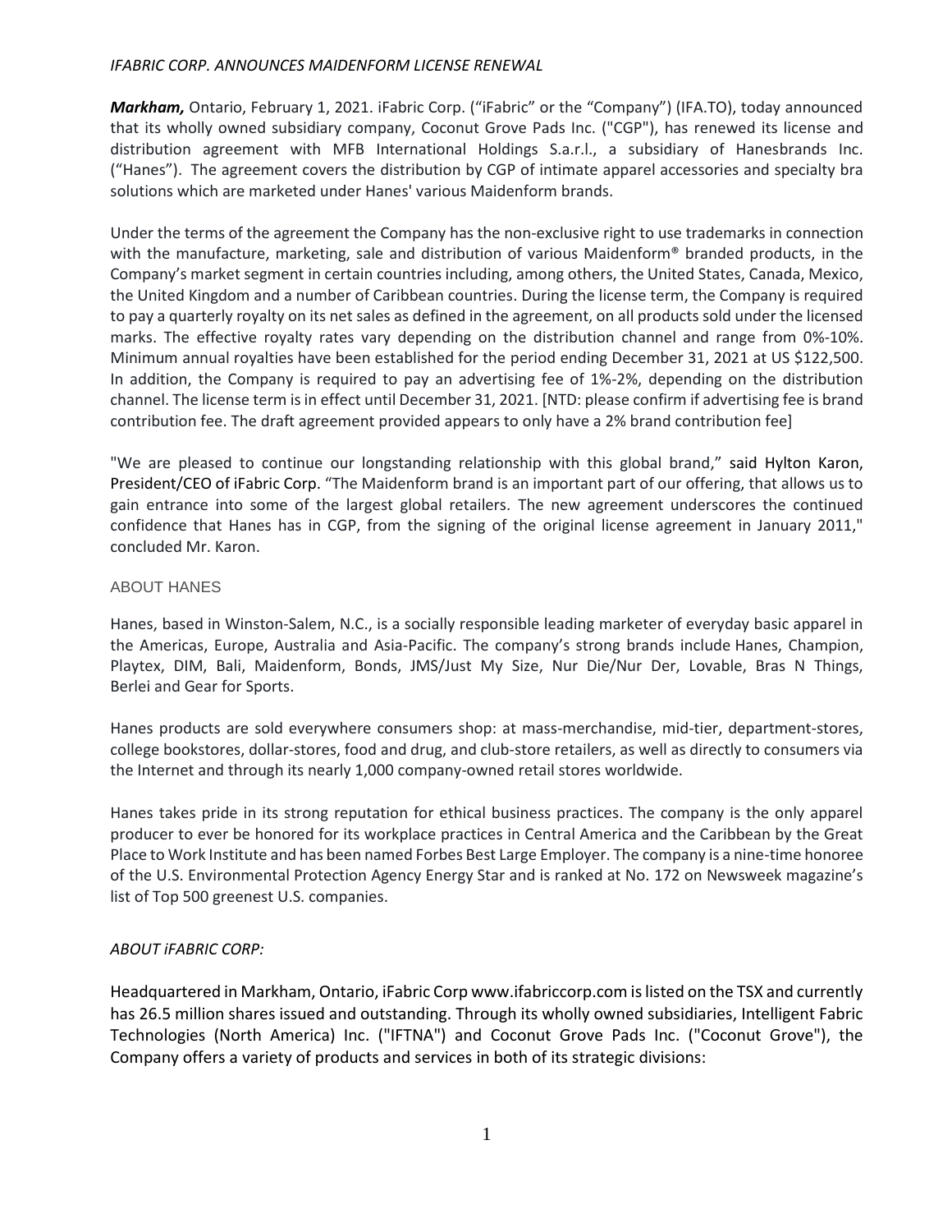*IFABRIC CORP. ANNOUNCES MAIDENFORM LICENSE RENEWAL*

***Markham,*** Ontario, February 1, 2021. iFabric Corp. ("iFabric" or the "Company") (IFA.TO), today announced that its wholly owned subsidiary company, Coconut Grove Pads Inc. ("CGP"), has renewed its license and distribution agreement with MFB International Holdings S.a.r.l., a subsidiary of Hanesbrands Inc. ("Hanes"). The agreement covers the distribution by CGP of intimate apparel accessories and specialty bra solutions which are marketed under Hanes' various Maidenform brands.

Under the terms of the agreement the Company has the non-exclusive right to use trademarks in connection with the manufacture, marketing, sale and distribution of various Maidenform® branded products, in the Company's market segment in certain countries including, among others, the United States, Canada, Mexico, the United Kingdom and a number of Caribbean countries. During the license term, the Company is required to pay a quarterly royalty on its net sales as defined in the agreement, on all products sold under the licensed marks. The effective royalty rates vary depending on the distribution channel and range from 0%-10%. Minimum annual royalties have been established for the period ending December 31, 2021 at US $122,500. In addition, the Company is required to pay an advertising fee of 1%-2%, depending on the distribution channel. The license term is in effect until December 31, 2021. [NTD: please confirm if advertising fee is brand contribution fee. The draft agreement provided appears to only have a 2% brand contribution fee]

"We are pleased to continue our longstanding relationship with this global brand," said Hylton Karon, President/CEO of iFabric Corp. "The Maidenform brand is an important part of our offering, that allows us to gain entrance into some of the largest global retailers. The new agreement underscores the continued confidence that Hanes has in CGP, from the signing of the original license agreement in January 2011," concluded Mr. Karon.

ABOUT HANES

Hanes, based in Winston-Salem, N.C., is a socially responsible leading marketer of everyday basic apparel in the Americas, Europe, Australia and Asia-Pacific. The company's strong brands include Hanes, Champion, Playtex, DIM, Bali, Maidenform, Bonds, JMS/Just My Size, Nur Die/Nur Der, Lovable, Bras N Things, Berlei and Gear for Sports.

Hanes products are sold everywhere consumers shop: at mass-merchandise, mid-tier, department-stores, college bookstores, dollar-stores, food and drug, and club-store retailers, as well as directly to consumers via the Internet and through its nearly 1,000 company-owned retail stores worldwide.

Hanes takes pride in its strong reputation for ethical business practices. The company is the only apparel producer to ever be honored for its workplace practices in Central America and the Caribbean by the Great Place to Work Institute and has been named Forbes Best Large Employer. The company is a nine-time honoree of the U.S. Environmental Protection Agency Energy Star and is ranked at No. 172 on Newsweek magazine's list of Top 500 greenest U.S. companies.

*ABOUT iFABRIC CORP:*

Headquartered in Markham, Ontario, iFabric Corp www.ifabriccorp.com is listed on the TSX and currently has 26.5 million shares issued and outstanding. Through its wholly owned subsidiaries, Intelligent Fabric Technologies (North America) Inc. ("IFTNA") and Coconut Grove Pads Inc. ("Coconut Grove"), the Company offers a variety of products and services in both of its strategic divisions: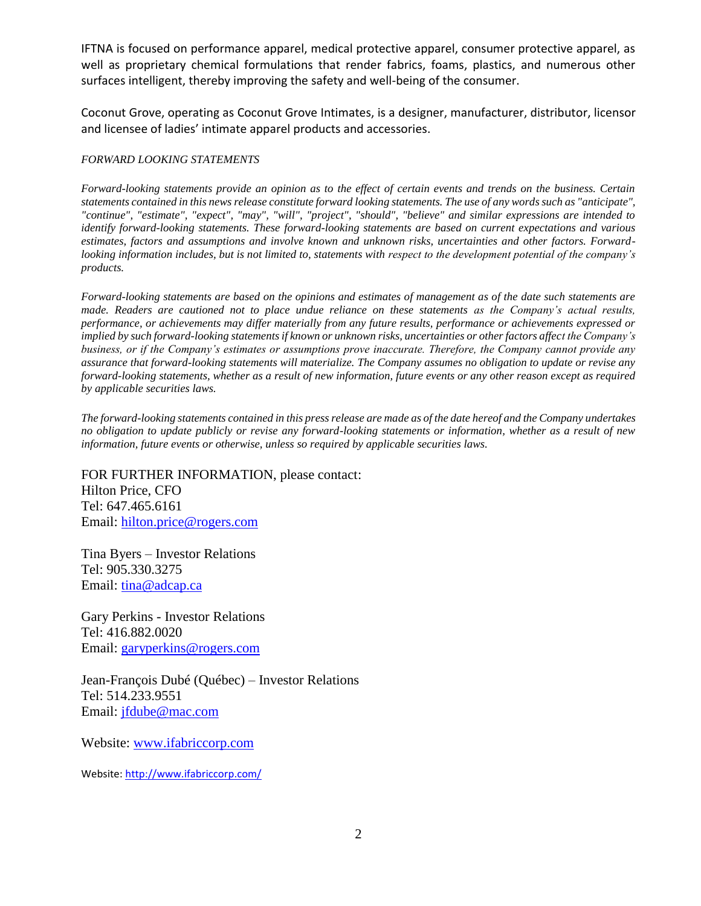IFTNA is focused on performance apparel, medical protective apparel, consumer protective apparel, as well as proprietary chemical formulations that render fabrics, foams, plastics, and numerous other surfaces intelligent, thereby improving the safety and well-being of the consumer.

Coconut Grove, operating as Coconut Grove Intimates, is a designer, manufacturer, distributor, licensor and licensee of ladies' intimate apparel products and accessories.

*FORWARD LOOKING STATEMENTS*

*Forward-looking statements provide an opinion as to the effect of certain events and trends on the business. Certain statements contained in this news release constitute forward looking statements. The use of any words such as "anticipate", "continue", "estimate", "expect", "may", "will", "project", "should", "believe" and similar expressions are intended to identify forward-looking statements. These forward-looking statements are based on current expectations and various estimates, factors and assumptions and involve known and unknown risks, uncertainties and other factors. Forward-looking information includes, but is not limited to, statements with respect to the development potential of the company's products.*

*Forward-looking statements are based on the opinions and estimates of management as of the date such statements are made. Readers are cautioned not to place undue reliance on these statements as the Company's actual results, performance, or achievements may differ materially from any future results, performance or achievements expressed or implied by such forward-looking statements if known or unknown risks, uncertainties or other factors affect the Company's business, or if the Company's estimates or assumptions prove inaccurate. Therefore, the Company cannot provide any assurance that forward-looking statements will materialize. The Company assumes no obligation to update or revise any forward-looking statements, whether as a result of new information, future events or any other reason except as required by applicable securities laws.*

*The forward-looking statements contained in this press release are made as of the date hereof and the Company undertakes no obligation to update publicly or revise any forward-looking statements or information, whether as a result of new information, future events or otherwise, unless so required by applicable securities laws.*

FOR FURTHER INFORMATION, please contact:
Hilton Price, CFO
Tel: 647.465.6161
Email: hilton.price@rogers.com

Tina Byers – Investor Relations
Tel: 905.330.3275
Email: tina@adcap.ca

Gary Perkins - Investor Relations
Tel: 416.882.0020
Email: garyperkins@rogers.com

Jean-François Dubé (Québec) – Investor Relations
Tel: 514.233.9551
Email: jfdube@mac.com

Website: www.ifabriccorp.com

Website: http://www.ifabriccorp.com/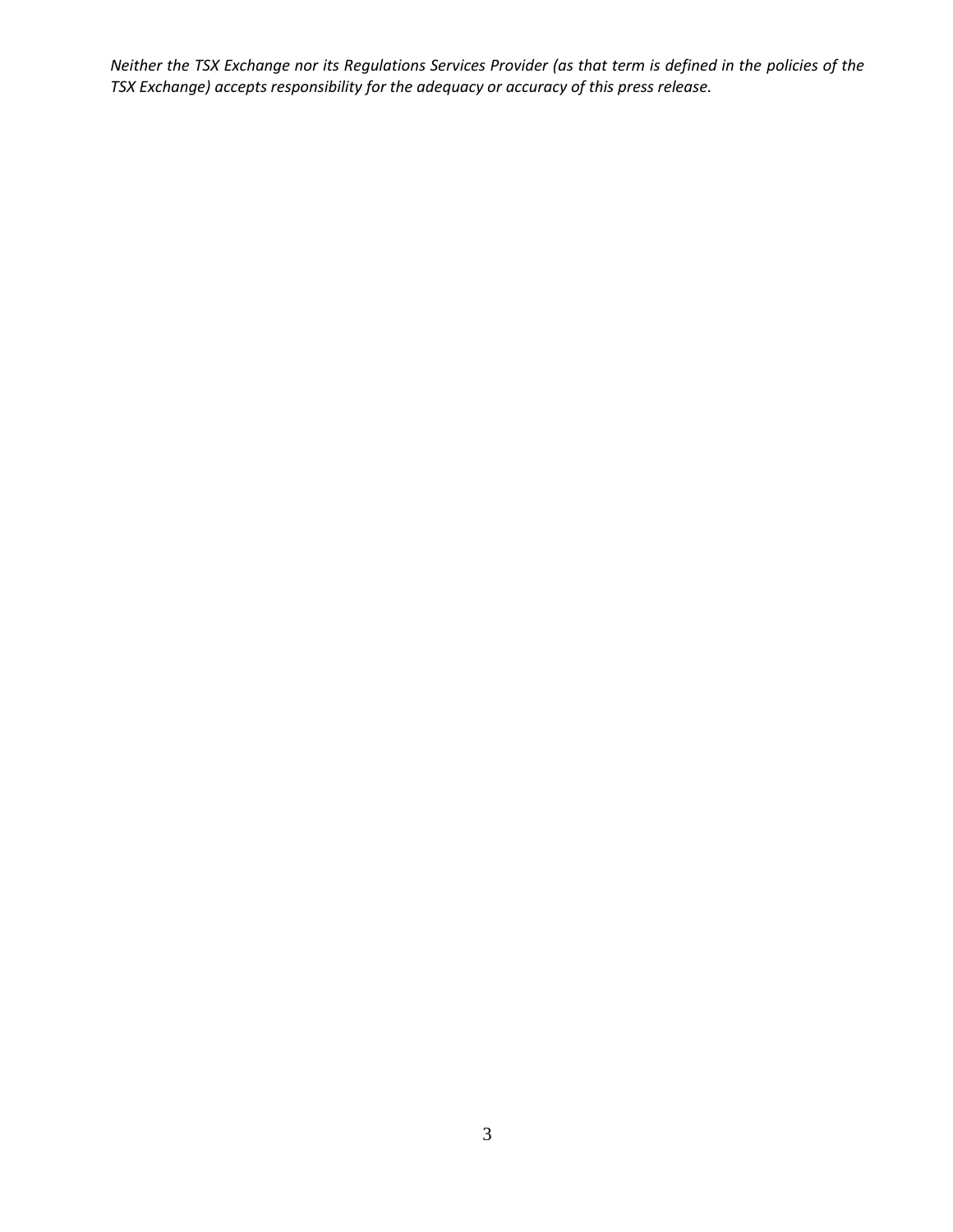*Neither the TSX Exchange nor its Regulations Services Provider (as that term is defined in the policies of the TSX Exchange) accepts responsibility for the adequacy or accuracy of this press release.*